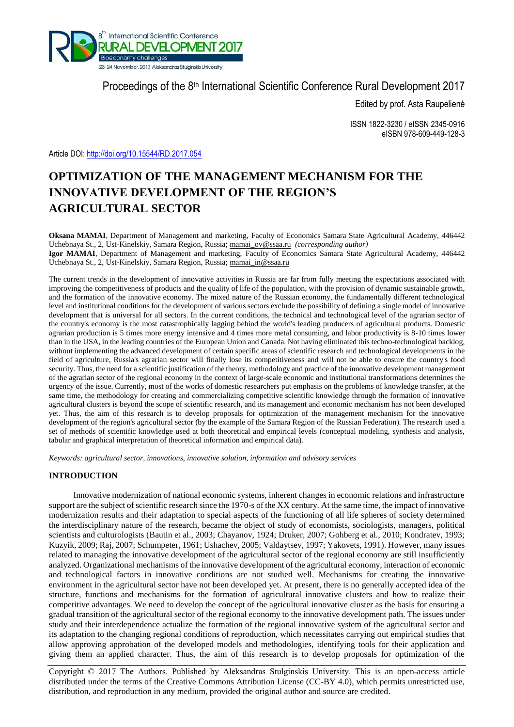Proceedings of the 8th International Scientific Conference Rural Development 2017

Edited by prof. Asta Raupelienė

ISSN 1822-3230 / eISSN 2345-0916
eISBN 978-609-449-128-3

Article DOI: http://doi.org/10.15544/RD.2017.054

# OPTIMIZATION OF THE MANAGEMENT MECHANISM FOR THE INNOVATIVE DEVELOPMENT OF THE REGION'S AGRICULTURAL SECTOR

**Oksana MAMAI**, Department of Management and marketing, Faculty of Economics Samara State Agricultural Academy, 446442 Uchebnaya St., 2, Ust-Kinelskiy, Samara Region, Russia; mamai_ov@ssaa.ru *(corresponding author)*
**Igor MAMAI**, Department of Management and marketing, Faculty of Economics Samara State Agricultural Academy, 446442 Uchebnaya St., 2, Ust-Kinelskiy, Samara Region, Russia; mamai_in@ssaa.ru

The current trends in the development of innovative activities in Russia are far from fully meeting the expectations associated with improving the competitiveness of products and the quality of life of the population, with the provision of dynamic sustainable growth, and the formation of the innovative economy. The mixed nature of the Russian economy, the fundamentally different technological level and institutional conditions for the development of various sectors exclude the possibility of defining a single model of innovative development that is universal for all sectors. In the current conditions, the technical and technological level of the agrarian sector of the country's economy is the most catastrophically lagging behind the world's leading producers of agricultural products. Domestic agrarian production is 5 times more energy intensive and 4 times more metal consuming, and labor productivity is 8-10 times lower than in the USA, in the leading countries of the European Union and Canada. Not having eliminated this techno-technological backlog, without implementing the advanced development of certain specific areas of scientific research and technological developments in the field of agriculture, Russia's agrarian sector will finally lose its competitiveness and will not be able to ensure the country's food security. Thus, the need for a scientific justification of the theory, methodology and practice of the innovative development management of the agrarian sector of the regional economy in the context of large-scale economic and institutional transformations determines the urgency of the issue. Currently, most of the works of domestic researchers put emphasis on the problems of knowledge transfer, at the same time, the methodology for creating and commercializing competitive scientific knowledge through the formation of innovative agricultural clusters is beyond the scope of scientific research, and its management and economic mechanism has not been developed yet. Thus, the aim of this research is to develop proposals for optimization of the management mechanism for the innovative development of the region's agricultural sector (by the example of the Samara Region of the Russian Federation). The research used a set of methods of scientific knowledge used at both theoretical and empirical levels (conceptual modeling, synthesis and analysis, tabular and graphical interpretation of theoretical information and empirical data).

*Keywords: agricultural sector, innovations, innovative solution, information and advisory services*

## INTRODUCTION

Innovative modernization of national economic systems, inherent changes in economic relations and infrastructure support are the subject of scientific research since the 1970-s of the XX century. At the same time, the impact of innovative modernization results and their adaptation to special aspects of the functioning of all life spheres of society determined the interdisciplinary nature of the research, became the object of study of economists, sociologists, managers, political scientists and culturologists (Bautin et al., 2003; Chayanov, 1924; Druker, 2007; Gohberg et al., 2010; Kondratev, 1993; Kuzyik, 2009; Raj, 2007; Schumpeter, 1961; Ushachev, 2005; Valdaytsev, 1997; Yakovets, 1991). However, many issues related to managing the innovative development of the agricultural sector of the regional economy are still insufficiently analyzed. Organizational mechanisms of the innovative development of the agricultural economy, interaction of economic and technological factors in innovative conditions are not studied well. Mechanisms for creating the innovative environment in the agricultural sector have not been developed yet. At present, there is no generally accepted idea of the structure, functions and mechanisms for the formation of agricultural innovative clusters and how to realize their competitive advantages. We need to develop the concept of the agricultural innovative cluster as the basis for ensuring a gradual transition of the agricultural sector of the regional economy to the innovative development path. The issues under study and their interdependence actualize the formation of the regional innovative system of the agricultural sector and its adaptation to the changing regional conditions of reproduction, which necessitates carrying out empirical studies that allow approving approbation of the developed models and methodologies, identifying tools for their application and giving them an applied character. Thus, the aim of this research is to develop proposals for optimization of the

Copyright © 2017 The Authors. Published by Aleksandras Stulginskis University. This is an open-access article distributed under the terms of the Creative Commons Attribution License (CC-BY 4.0), which permits unrestricted use, distribution, and reproduction in any medium, provided the original author and source are credited.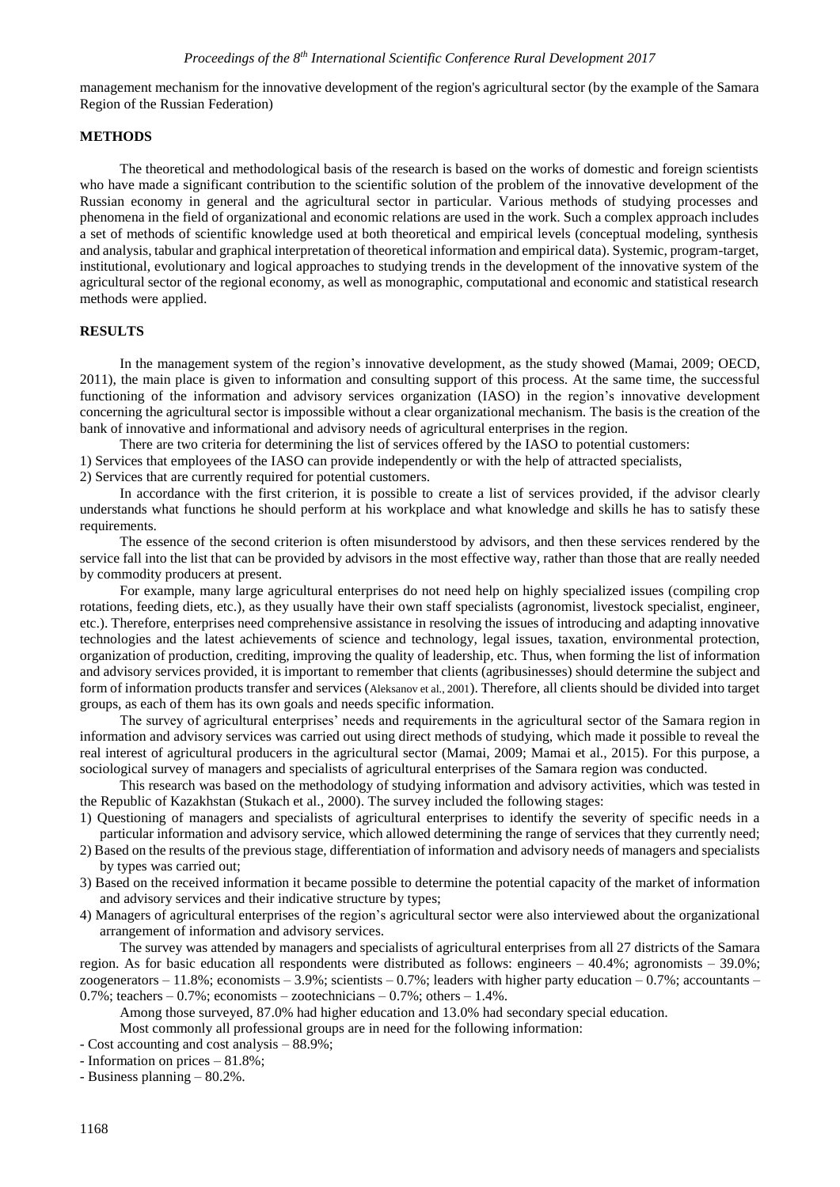management mechanism for the innovative development of the region's agricultural sector (by the example of the Samara Region of the Russian Federation)

## METHODS

The theoretical and methodological basis of the research is based on the works of domestic and foreign scientists who have made a significant contribution to the scientific solution of the problem of the innovative development of the Russian economy in general and the agricultural sector in particular. Various methods of studying processes and phenomena in the field of organizational and economic relations are used in the work. Such a complex approach includes a set of methods of scientific knowledge used at both theoretical and empirical levels (conceptual modeling, synthesis and analysis, tabular and graphical interpretation of theoretical information and empirical data). Systemic, program-target, institutional, evolutionary and logical approaches to studying trends in the development of the innovative system of the agricultural sector of the regional economy, as well as monographic, computational and economic and statistical research methods were applied.

## RESULTS

In the management system of the region's innovative development, as the study showed (Mamai, 2009; OECD, 2011), the main place is given to information and consulting support of this process. At the same time, the successful functioning of the information and advisory services organization (IASO) in the region's innovative development concerning the agricultural sector is impossible without a clear organizational mechanism. The basis is the creation of the bank of innovative and informational and advisory needs of agricultural enterprises in the region.

There are two criteria for determining the list of services offered by the IASO to potential customers:

1) Services that employees of the IASO can provide independently or with the help of attracted specialists,
2) Services that are currently required for potential customers.

In accordance with the first criterion, it is possible to create a list of services provided, if the advisor clearly understands what functions he should perform at his workplace and what knowledge and skills he has to satisfy these requirements.

The essence of the second criterion is often misunderstood by advisors, and then these services rendered by the service fall into the list that can be provided by advisors in the most effective way, rather than those that are really needed by commodity producers at present.

For example, many large agricultural enterprises do not need help on highly specialized issues (compiling crop rotations, feeding diets, etc.), as they usually have their own staff specialists (agronomist, livestock specialist, engineer, etc.). Therefore, enterprises need comprehensive assistance in resolving the issues of introducing and adapting innovative technologies and the latest achievements of science and technology, legal issues, taxation, environmental protection, organization of production, crediting, improving the quality of leadership, etc. Thus, when forming the list of information and advisory services provided, it is important to remember that clients (agribusinesses) should determine the subject and form of information products transfer and services (Aleksanov et al., 2001). Therefore, all clients should be divided into target groups, as each of them has its own goals and needs specific information.

The survey of agricultural enterprises' needs and requirements in the agricultural sector of the Samara region in information and advisory services was carried out using direct methods of studying, which made it possible to reveal the real interest of agricultural producers in the agricultural sector (Mamai, 2009; Mamai et al., 2015). For this purpose, a sociological survey of managers and specialists of agricultural enterprises of the Samara region was conducted.

This research was based on the methodology of studying information and advisory activities, which was tested in the Republic of Kazakhstan (Stukach et al., 2000). The survey included the following stages:

1) Questioning of managers and specialists of agricultural enterprises to identify the severity of specific needs in a particular information and advisory service, which allowed determining the range of services that they currently need;
2) Based on the results of the previous stage, differentiation of information and advisory needs of managers and specialists by types was carried out;
3) Based on the received information it became possible to determine the potential capacity of the market of information and advisory services and their indicative structure by types;
4) Managers of agricultural enterprises of the region's agricultural sector were also interviewed about the organizational arrangement of information and advisory services.

The survey was attended by managers and specialists of agricultural enterprises from all 27 districts of the Samara region. As for basic education all respondents were distributed as follows: engineers – 40.4%; agronomists – 39.0%; zoogenerators – 11.8%; economists – 3.9%; scientists – 0.7%; leaders with higher party education – 0.7%; accountants – 0.7%; teachers – 0.7%; economists – zootechnicians – 0.7%; others – 1.4%.

Among those surveyed, 87.0% had higher education and 13.0% had secondary special education.

Most commonly all professional groups are in need for the following information:

- Cost accounting and cost analysis – 88.9%;
- Information on prices – 81.8%;
- Business planning – 80.2%.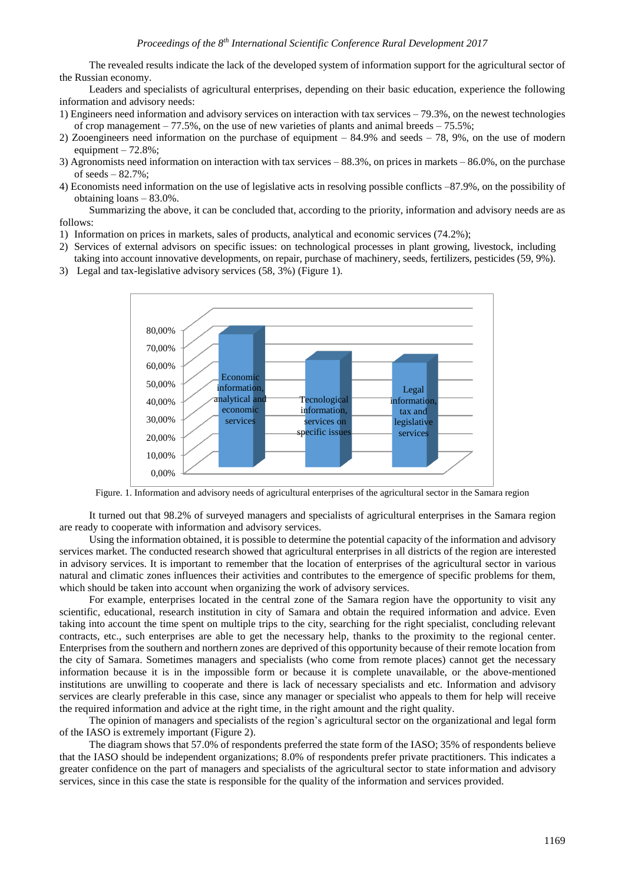The revealed results indicate the lack of the developed system of information support for the agricultural sector of the Russian economy.

Leaders and specialists of agricultural enterprises, depending on their basic education, experience the following information and advisory needs:

1) Engineers need information and advisory services on interaction with tax services – 79.3%, on the newest technologies of crop management – 77.5%, on the use of new varieties of plants and animal breeds – 75.5%;
2) Zooengineers need information on the purchase of equipment – 84.9% and seeds – 78, 9%, on the use of modern equipment – 72.8%;
3) Agronomists need information on interaction with tax services – 88.3%, on prices in markets – 86.0%, on the purchase of seeds – 82.7%;
4) Economists need information on the use of legislative acts in resolving possible conflicts –87.9%, on the possibility of obtaining loans – 83.0%.

Summarizing the above, it can be concluded that, according to the priority, information and advisory needs are as follows:

1) Information on prices in markets, sales of products, analytical and economic services (74.2%);
2) Services of external advisors on specific issues: on technological processes in plant growing, livestock, including taking into account innovative developments, on repair, purchase of machinery, seeds, fertilizers, pesticides (59, 9%).
3) Legal and tax-legislative advisory services (58, 3%) (Figure 1).

Figure. 1. Information and advisory needs of agricultural enterprises of the agricultural sector in the Samara region

It turned out that 98.2% of surveyed managers and specialists of agricultural enterprises in the Samara region are ready to cooperate with information and advisory services.

Using the information obtained, it is possible to determine the potential capacity of the information and advisory services market. The conducted research showed that agricultural enterprises in all districts of the region are interested in advisory services. It is important to remember that the location of enterprises of the agricultural sector in various natural and climatic zones influences their activities and contributes to the emergence of specific problems for them, which should be taken into account when organizing the work of advisory services.

For example, enterprises located in the central zone of the Samara region have the opportunity to visit any scientific, educational, research institution in city of Samara and obtain the required information and advice. Even taking into account the time spent on multiple trips to the city, searching for the right specialist, concluding relevant contracts, etc., such enterprises are able to get the necessary help, thanks to the proximity to the regional center. Enterprises from the southern and northern zones are deprived of this opportunity because of their remote location from the city of Samara. Sometimes managers and specialists (who come from remote places) cannot get the necessary information because it is in the impossible form or because it is complete unavailable, or the above-mentioned institutions are unwilling to cooperate and there is lack of necessary specialists and etc. Information and advisory services are clearly preferable in this case, since any manager or specialist who appeals to them for help will receive the required information and advice at the right time, in the right amount and the right quality.

The opinion of managers and specialists of the region's agricultural sector on the organizational and legal form of the IASO is extremely important (Figure 2).

The diagram shows that 57.0% of respondents preferred the state form of the IASO; 35% of respondents believe that the IASO should be independent organizations; 8.0% of respondents prefer private practitioners. This indicates a greater confidence on the part of managers and specialists of the agricultural sector to state information and advisory services, since in this case the state is responsible for the quality of the information and services provided.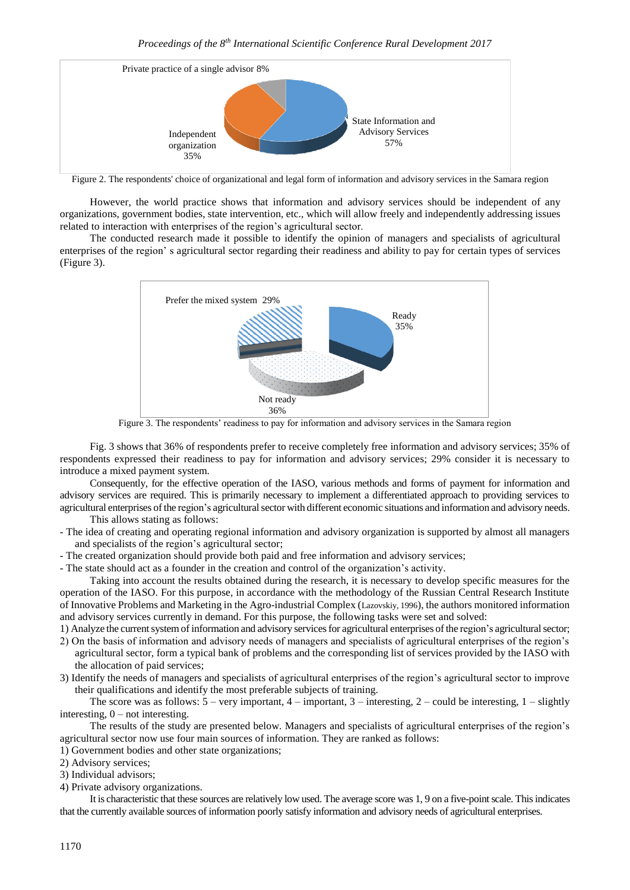Figure 2. The respondents' choice of organizational and legal form of information and advisory services in the Samara region

However, the world practice shows that information and advisory services should be independent of any organizations, government bodies, state intervention, etc., which will allow freely and independently addressing issues related to interaction with enterprises of the region's agricultural sector.

The conducted research made it possible to identify the opinion of managers and specialists of agricultural enterprises of the region' s agricultural sector regarding their readiness and ability to pay for certain types of services (Figure 3).

Figure 3. The respondents' readiness to pay for information and advisory services in the Samara region

Fig. 3 shows that 36% of respondents prefer to receive completely free information and advisory services; 35% of respondents expressed their readiness to pay for information and advisory services; 29% consider it is necessary to introduce a mixed payment system.

Consequently, for the effective operation of the IASO, various methods and forms of payment for information and advisory services are required. This is primarily necessary to implement a differentiated approach to providing services to agricultural enterprises of the region's agricultural sector with different economic situations and information and advisory needs.

This allows stating as follows:

- The idea of creating and operating regional information and advisory organization is supported by almost all managers and specialists of the region's agricultural sector;
- The created organization should provide both paid and free information and advisory services;
- The state should act as a founder in the creation and control of the organization's activity.

Taking into account the results obtained during the research, it is necessary to develop specific measures for the operation of the IASO. For this purpose, in accordance with the methodology of the Russian Central Research Institute of Innovative Problems and Marketing in the Agro-industrial Complex (Lazovskiy, 1996), the authors monitored information and advisory services currently in demand. For this purpose, the following tasks were set and solved:

1) Analyze the current system of information and advisory services for agricultural enterprises of the region's agricultural sector;
2) On the basis of information and advisory needs of managers and specialists of agricultural enterprises of the region's agricultural sector, form a typical bank of problems and the corresponding list of services provided by the IASO with the allocation of paid services;
3) Identify the needs of managers and specialists of agricultural enterprises of the region's agricultural sector to improve their qualifications and identify the most preferable subjects of training.

The score was as follows: 5 – very important, 4 – important, 3 – interesting, 2 – could be interesting, 1 – slightly interesting, 0 – not interesting.

The results of the study are presented below. Managers and specialists of agricultural enterprises of the region's agricultural sector now use four main sources of information. They are ranked as follows:

1) Government bodies and other state organizations;
2) Advisory services;
3) Individual advisors;
4) Private advisory organizations.

It is characteristic that these sources are relatively low used. The average score was 1, 9 on a five-point scale. This indicates that the currently available sources of information poorly satisfy information and advisory needs of agricultural enterprises.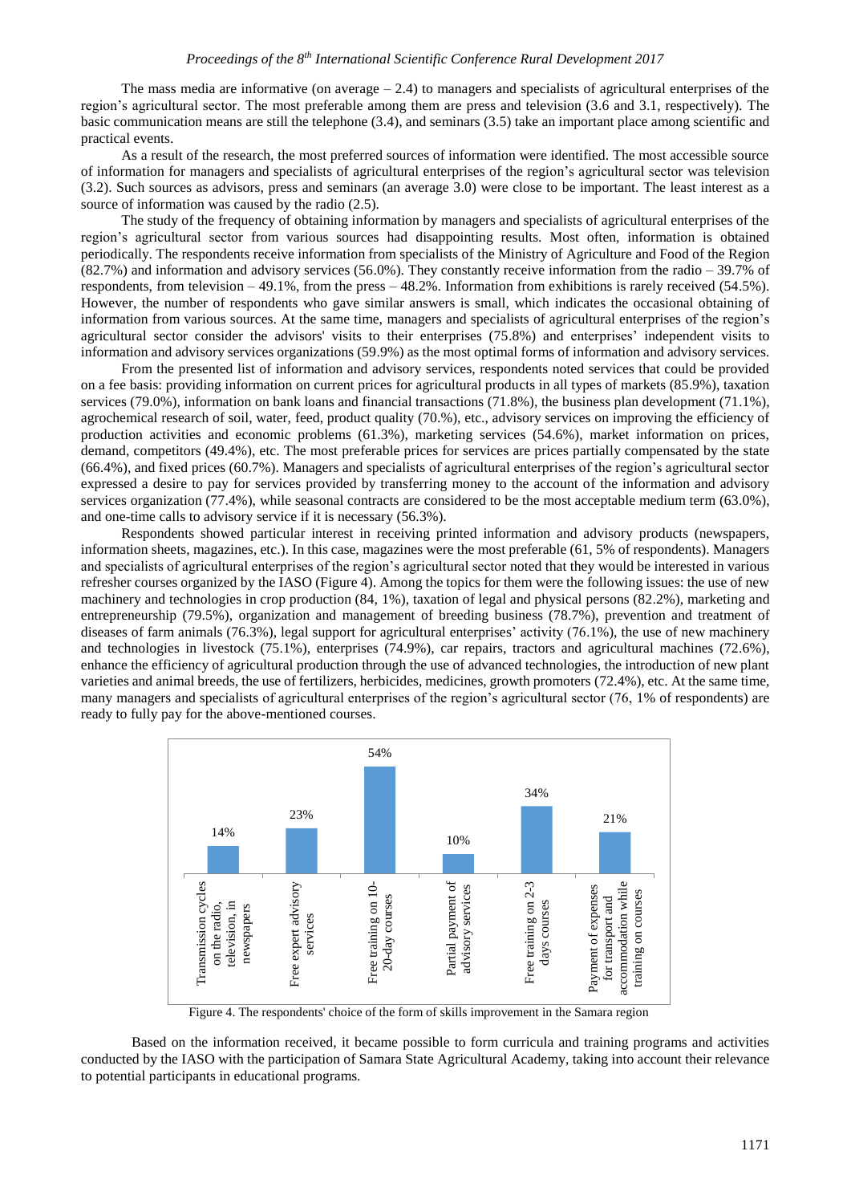The mass media are informative (on average – 2.4) to managers and specialists of agricultural enterprises of the region's agricultural sector. The most preferable among them are press and television (3.6 and 3.1, respectively). The basic communication means are still the telephone (3.4), and seminars (3.5) take an important place among scientific and practical events.

As a result of the research, the most preferred sources of information were identified. The most accessible source of information for managers and specialists of agricultural enterprises of the region's agricultural sector was television (3.2). Such sources as advisors, press and seminars (an average 3.0) were close to be important. The least interest as a source of information was caused by the radio (2.5).

The study of the frequency of obtaining information by managers and specialists of agricultural enterprises of the region's agricultural sector from various sources had disappointing results. Most often, information is obtained periodically. The respondents receive information from specialists of the Ministry of Agriculture and Food of the Region (82.7%) and information and advisory services (56.0%). They constantly receive information from the radio – 39.7% of respondents, from television – 49.1%, from the press – 48.2%. Information from exhibitions is rarely received (54.5%). However, the number of respondents who gave similar answers is small, which indicates the occasional obtaining of information from various sources. At the same time, managers and specialists of agricultural enterprises of the region's agricultural sector consider the advisors' visits to their enterprises (75.8%) and enterprises' independent visits to information and advisory services organizations (59.9%) as the most optimal forms of information and advisory services.

From the presented list of information and advisory services, respondents noted services that could be provided on a fee basis: providing information on current prices for agricultural products in all types of markets (85.9%), taxation services (79.0%), information on bank loans and financial transactions (71.8%), the business plan development (71.1%), agrochemical research of soil, water, feed, product quality (70.%), etc., advisory services on improving the efficiency of production activities and economic problems (61.3%), marketing services (54.6%), market information on prices, demand, competitors (49.4%), etc. The most preferable prices for services are prices partially compensated by the state (66.4%), and fixed prices (60.7%). Managers and specialists of agricultural enterprises of the region's agricultural sector expressed a desire to pay for services provided by transferring money to the account of the information and advisory services organization (77.4%), while seasonal contracts are considered to be the most acceptable medium term (63.0%), and one-time calls to advisory service if it is necessary (56.3%).

Respondents showed particular interest in receiving printed information and advisory products (newspapers, information sheets, magazines, etc.). In this case, magazines were the most preferable (61, 5% of respondents). Managers and specialists of agricultural enterprises of the region's agricultural sector noted that they would be interested in various refresher courses organized by the IASO (Figure 4). Among the topics for them were the following issues: the use of new machinery and technologies in crop production (84, 1%), taxation of legal and physical persons (82.2%), marketing and entrepreneurship (79.5%), organization and management of breeding business (78.7%), prevention and treatment of diseases of farm animals (76.3%), legal support for agricultural enterprises' activity (76.1%), the use of new machinery and technologies in livestock (75.1%), enterprises (74.9%), car repairs, tractors and agricultural machines (72.6%), enhance the efficiency of agricultural production through the use of advanced technologies, the introduction of new plant varieties and animal breeds, the use of fertilizers, herbicides, medicines, growth promoters (72.4%), etc. At the same time, many managers and specialists of agricultural enterprises of the region's agricultural sector (76, 1% of respondents) are ready to fully pay for the above-mentioned courses.

| Form of skills improvement | Share |
| --- | --- |
| Transmission cycles on the radio, television, in newspapers | 14% |
| Free expert advisory services | 23% |
| Free training on 10-20-day courses | 54% |
| Partial payment of advisory services | 10% |
| Free training on 2-3 days courses | 34% |
| Payment of expenses for transport and accommodation while training on courses | 21% |

Figure 4. The respondents' choice of the form of skills improvement in the Samara region

Based on the information received, it became possible to form curricula and training programs and activities conducted by the IASO with the participation of Samara State Agricultural Academy, taking into account their relevance to potential participants in educational programs.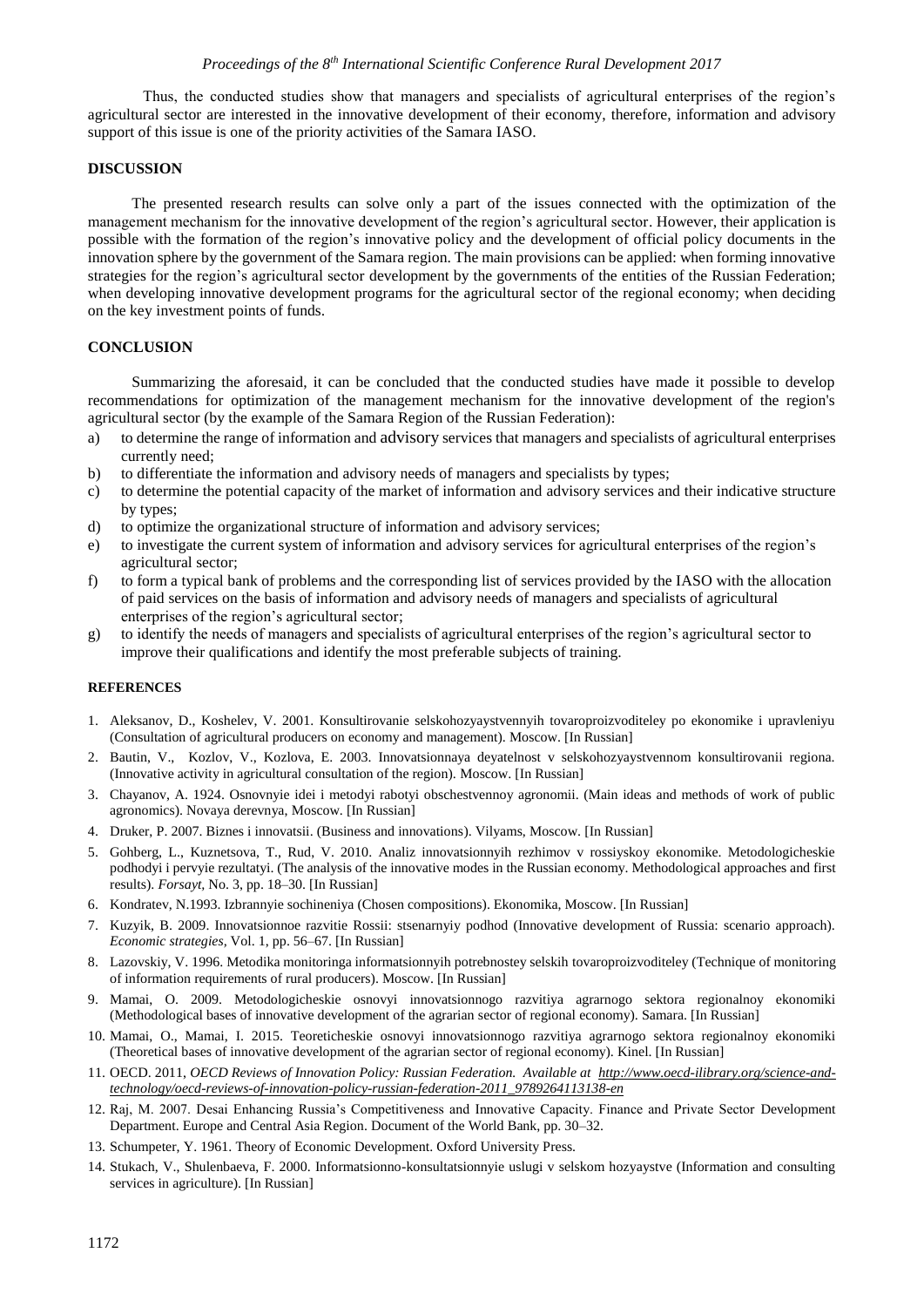Thus, the conducted studies show that managers and specialists of agricultural enterprises of the region's agricultural sector are interested in the innovative development of their economy, therefore, information and advisory support of this issue is one of the priority activities of the Samara IASO.

## DISCUSSION

The presented research results can solve only a part of the issues connected with the optimization of the management mechanism for the innovative development of the region's agricultural sector. However, their application is possible with the formation of the region's innovative policy and the development of official policy documents in the innovation sphere by the government of the Samara region. The main provisions can be applied: when forming innovative strategies for the region's agricultural sector development by the governments of the entities of the Russian Federation; when developing innovative development programs for the agricultural sector of the regional economy; when deciding on the key investment points of funds.

## CONCLUSION

Summarizing the aforesaid, it can be concluded that the conducted studies have made it possible to develop recommendations for optimization of the management mechanism for the innovative development of the region's agricultural sector (by the example of the Samara Region of the Russian Federation):

a) to determine the range of information and advisory services that managers and specialists of agricultural enterprises currently need;
b) to differentiate the information and advisory needs of managers and specialists by types;
c) to determine the potential capacity of the market of information and advisory services and their indicative structure by types;
d) to optimize the organizational structure of information and advisory services;
e) to investigate the current system of information and advisory services for agricultural enterprises of the region's agricultural sector;
f) to form a typical bank of problems and the corresponding list of services provided by the IASO with the allocation of paid services on the basis of information and advisory needs of managers and specialists of agricultural enterprises of the region's agricultural sector;
g) to identify the needs of managers and specialists of agricultural enterprises of the region's agricultural sector to improve their qualifications and identify the most preferable subjects of training.

## REFERENCES

1. Aleksanov, D., Koshelev, V. 2001. Konsultirovanie selskohozyaystvennyih tovaroproizvoditeley po ekonomike i upravleniyu (Consultation of agricultural producers on economy and management). Moscow. [In Russian]
2. Bautin, V., Kozlov, V., Kozlova, E. 2003. Innovatsionnaya deyatelnost v selskohozyaystvennom konsultirovanii regiona. (Innovative activity in agricultural consultation of the region). Moscow. [In Russian]
3. Chayanov, A. 1924. Osnovnyie idei i metodyi rabotyi obschestvennoy agronomii. (Main ideas and methods of work of public agronomics). Novaya derevnya, Moscow. [In Russian]
4. Druker, P. 2007. Biznes i innovatsii. (Business and innovations). Vilyams, Moscow. [In Russian]
5. Gohberg, L., Kuznetsova, T., Rud, V. 2010. Analiz innovatsionnyih rezhimov v rossiyskoy ekonomike. Metodologicheskie podhodyi i pervyie rezultatyi. (The analysis of the innovative modes in the Russian economy. Methodological approaches and first results). *Forsayt*, No. 3, pp. 18–30. [In Russian]
6. Kondratev, N.1993. Izbrannyie sochineniya (Chosen compositions). Ekonomika, Moscow. [In Russian]
7. Kuzyik, B. 2009. Innovatsionnoe razvitie Rossii: stsenarnyiy podhod (Innovative development of Russia: scenario approach). *Economic strategies*, Vol. 1, pp. 56–67. [In Russian]
8. Lazovskiy, V. 1996. Metodika monitoringa informatsionnyih potrebnostey selskih tovaroproizvoditeley (Technique of monitoring of information requirements of rural producers). Moscow. [In Russian]
9. Mamai, O. 2009. Metodologicheskie osnovyi innovatsionnogo razvitiya agrarnogo sektora regionalnoy ekonomiki (Methodological bases of innovative development of the agrarian sector of regional economy). Samara. [In Russian]
10. Mamai, O., Mamai, I. 2015. Teoreticheskie osnovyi innovatsionnogo razvitiya agrarnogo sektora regionalnoy ekonomiki (Theoretical bases of innovative development of the agrarian sector of regional economy). Kinel. [In Russian]
11. OECD. 2011, *OECD Reviews of Innovation Policy: Russian Federation. Available at http://www.oecd-ilibrary.org/science-and-technology/oecd-reviews-of-innovation-policy-russian-federation-2011_9789264113138-en*
12. Raj, M. 2007. Desai Enhancing Russia's Competitiveness and Innovative Capacity. Finance and Private Sector Development Department. Europe and Central Asia Region. Document of the World Bank, pp. 30–32.
13. Schumpeter, Y. 1961. Theory of Economic Development. Oxford University Press.
14. Stukach, V., Shulenbaeva, F. 2000. Informatsionno-konsultatsionnyie uslugi v selskom hozyaystve (Information and consulting services in agriculture). [In Russian]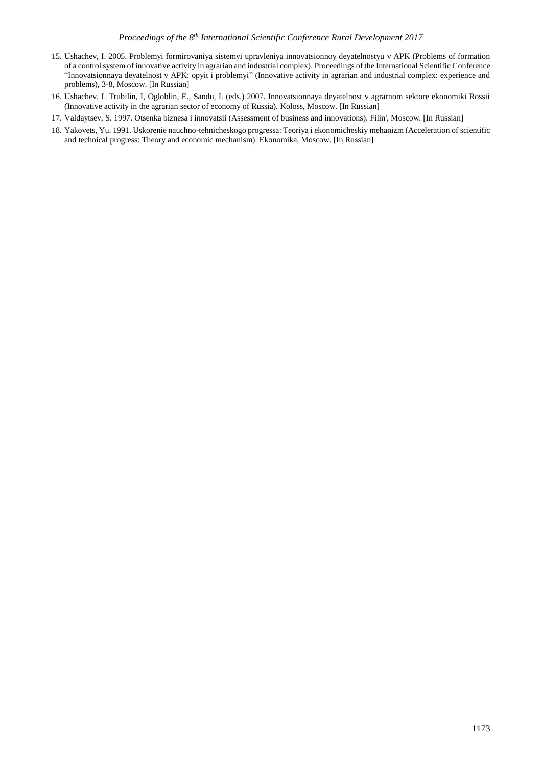15. Ushachev, I. 2005. Problemyi formirovaniya sistemyi upravleniya innovatsionnoy deyatelnostyu v APK (Problems of formation of a control system of innovative activity in agrarian and industrial complex). Proceedings of the International Scientific Conference "Innovatsionnaya deyatelnost v APK: opyit i problemyi" (Innovative activity in agrarian and industrial complex: experience and problems), 3-8, Moscow. [In Russian]
16. Ushachev, I. Trubilin, I, Ogloblin, E., Sandu, I. (eds.) 2007. Innovatsionnaya deyatelnost v agrarnom sektore ekonomiki Rossii (Innovative activity in the agrarian sector of economy of Russia). Koloss, Moscow. [In Russian]
17. Valdaytsev, S. 1997. Otsenka biznesa i innovatsii (Assessment of business and innovations). Filin', Moscow. [In Russian]
18. Yakovets, Yu. 1991. Uskorenie nauchno-tehnicheskogo progressa: Teoriya i ekonomicheskiy mehanizm (Acceleration of scientific and technical progress: Theory and economic mechanism). Ekonomika, Moscow. [In Russian]